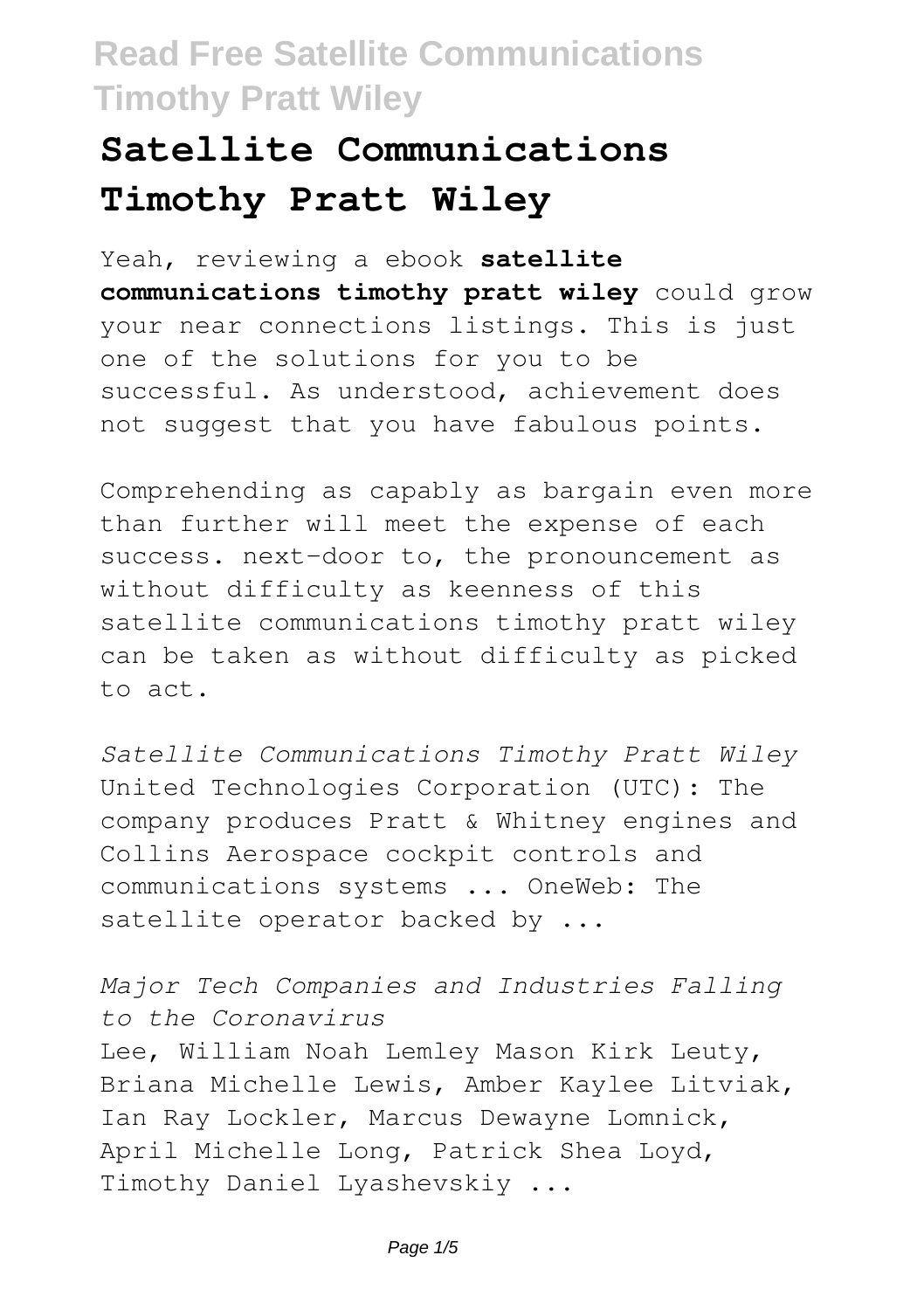# Satellite Communications Timothy Pratt Wiley

Yeah, reviewing a ebook **satellite communications timothy pratt wiley** could grow your near connections listings. This is just one of the solutions for you to be successful. As understood, achievement does not suggest that you have fabulous points.

Comprehending as capably as bargain even more than further will meet the expense of each success. next-door to, the pronouncement as without difficulty as keenness of this satellite communications timothy pratt wiley can be taken as without difficulty as picked to act.

*Satellite Communications Timothy Pratt Wiley*
United Technologies Corporation (UTC): The company produces Pratt & Whitney engines and Collins Aerospace cockpit controls and communications systems ... OneWeb: The satellite operator backed by ...

*Major Tech Companies and Industries Falling to the Coronavirus*
Lee, William Noah Lemley Mason Kirk Leuty, Briana Michelle Lewis, Amber Kaylee Litviak, Ian Ray Lockler, Marcus Dewayne Lomnick, April Michelle Long, Patrick Shea Loyd, Timothy Daniel Lyashevskiy ...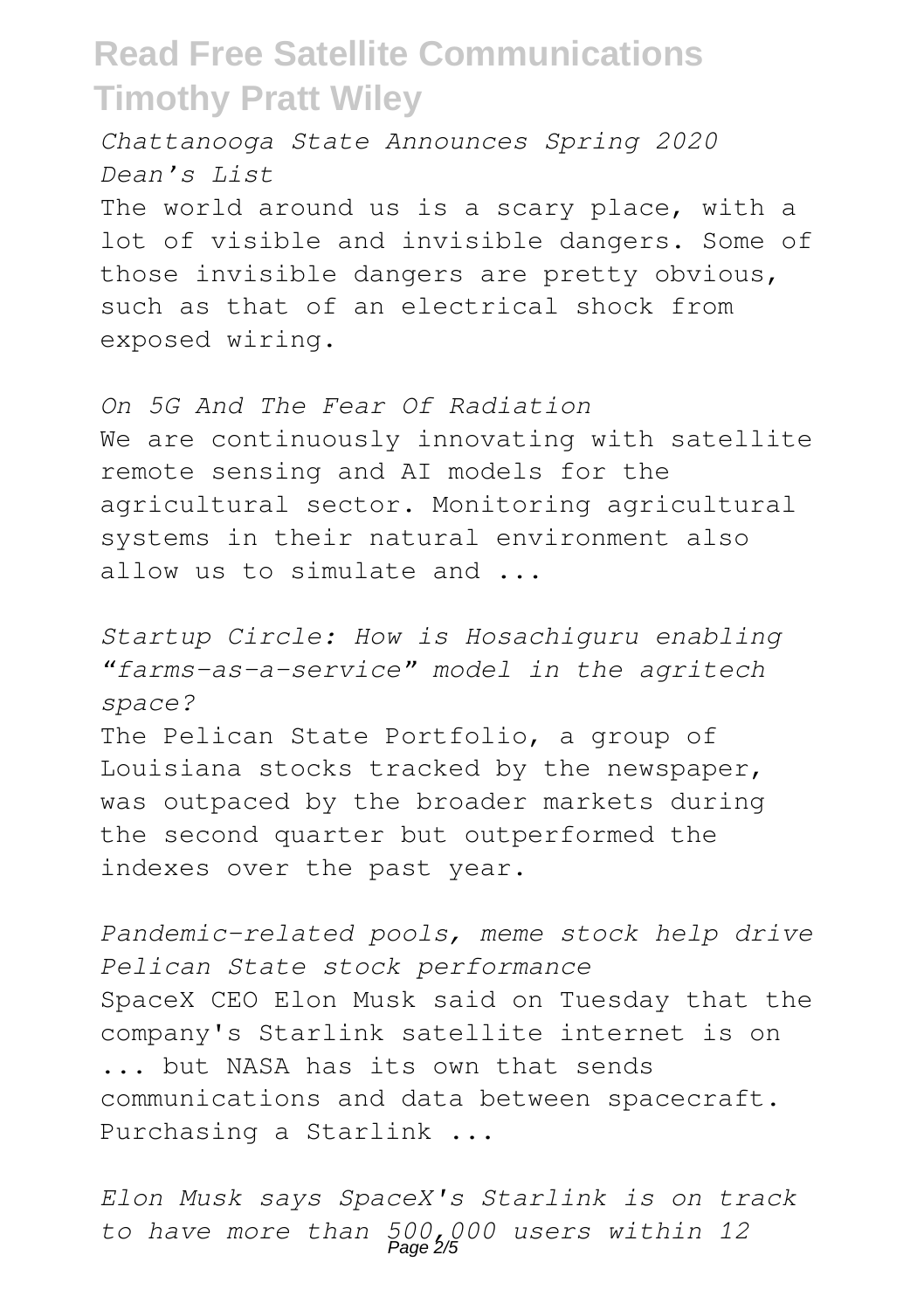*Chattanooga State Announces Spring 2020 Dean's List*

The world around us is a scary place, with a lot of visible and invisible dangers. Some of those invisible dangers are pretty obvious, such as that of an electrical shock from exposed wiring.

*On 5G And The Fear Of Radiation*

We are continuously innovating with satellite remote sensing and AI models for the agricultural sector. Monitoring agricultural systems in their natural environment also allow us to simulate and ...

*Startup Circle: How is Hosachiguru enabling "farms-as-a-service" model in the agritech space?*

The Pelican State Portfolio, a group of Louisiana stocks tracked by the newspaper, was outpaced by the broader markets during the second quarter but outperformed the indexes over the past year.

*Pandemic-related pools, meme stock help drive Pelican State stock performance*

SpaceX CEO Elon Musk said on Tuesday that the company's Starlink satellite internet is on ... but NASA has its own that sends communications and data between spacecraft. Purchasing a Starlink ...

*Elon Musk says SpaceX's Starlink is on track to have more than 500,000 users within 12*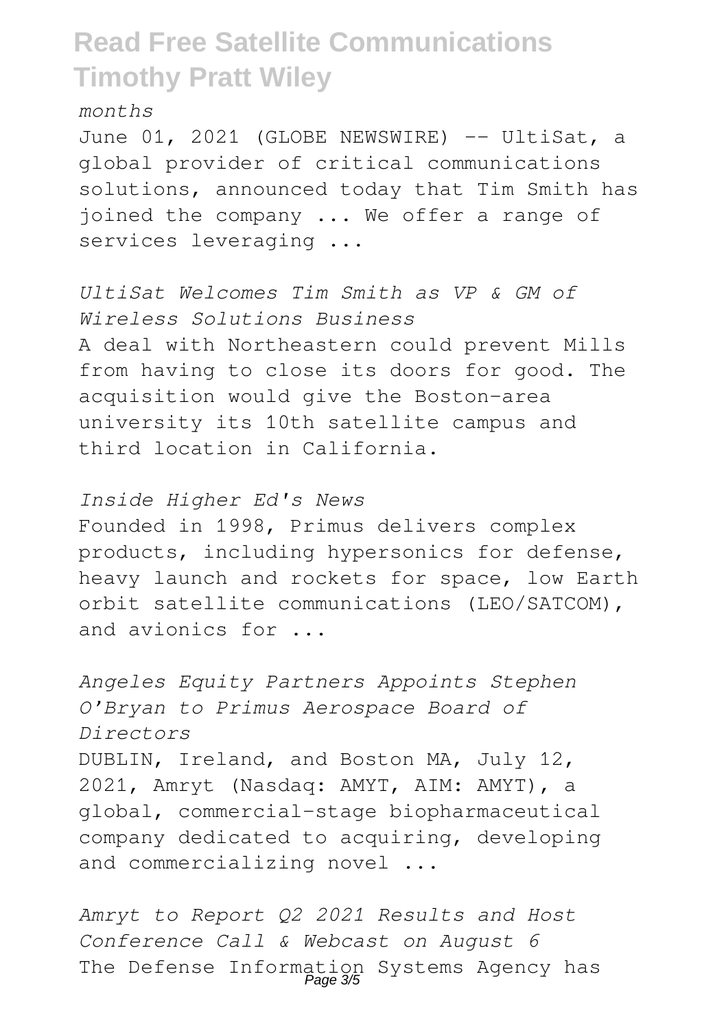*months*

June 01, 2021 (GLOBE NEWSWIRE) -- UltiSat, a global provider of critical communications solutions, announced today that Tim Smith has joined the company ... We offer a range of services leveraging ...

*UltiSat Welcomes Tim Smith as VP & GM of Wireless Solutions Business*

A deal with Northeastern could prevent Mills from having to close its doors for good. The acquisition would give the Boston-area university its 10th satellite campus and third location in California.

*Inside Higher Ed's News*

Founded in 1998, Primus delivers complex products, including hypersonics for defense, heavy launch and rockets for space, low Earth orbit satellite communications (LEO/SATCOM), and avionics for ...

*Angeles Equity Partners Appoints Stephen O'Bryan to Primus Aerospace Board of Directors*

DUBLIN, Ireland, and Boston MA, July 12, 2021, Amryt (Nasdaq: AMYT, AIM: AMYT), a global, commercial-stage biopharmaceutical company dedicated to acquiring, developing and commercializing novel ...

*Amryt to Report Q2 2021 Results and Host Conference Call & Webcast on August 6*

The Defense Information Systems Agency has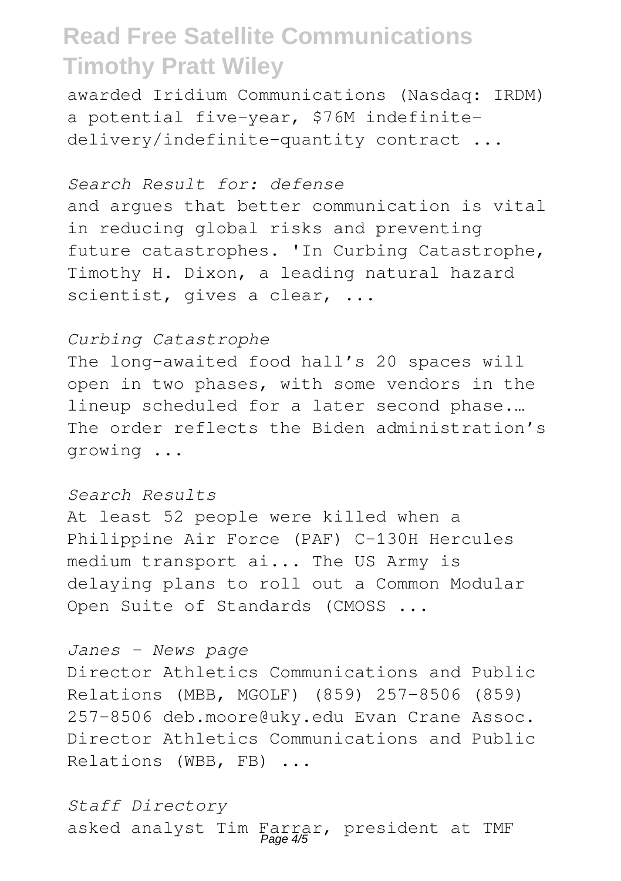awarded Iridium Communications (Nasdaq: IRDM) a potential five-year, $76M indefinite-delivery/indefinite-quantity contract ...

*Search Result for: defense*

and argues that better communication is vital in reducing global risks and preventing future catastrophes. 'In Curbing Catastrophe, Timothy H. Dixon, a leading natural hazard scientist, gives a clear, ...

*Curbing Catastrophe*

The long-awaited food hall's 20 spaces will open in two phases, with some vendors in the lineup scheduled for a later second phase.… The order reflects the Biden administration's growing ...

*Search Results*

At least 52 people were killed when a Philippine Air Force (PAF) C-130H Hercules medium transport ai... The US Army is delaying plans to roll out a Common Modular Open Suite of Standards (CMOSS ...

*Janes - News page*

Director Athletics Communications and Public Relations (MBB, MGOLF) (859) 257-8506 (859) 257-8506 deb.moore@uky.edu Evan Crane Assoc. Director Athletics Communications and Public Relations (WBB, FB) ...

*Staff Directory*

asked analyst Tim Farrar, president at TMF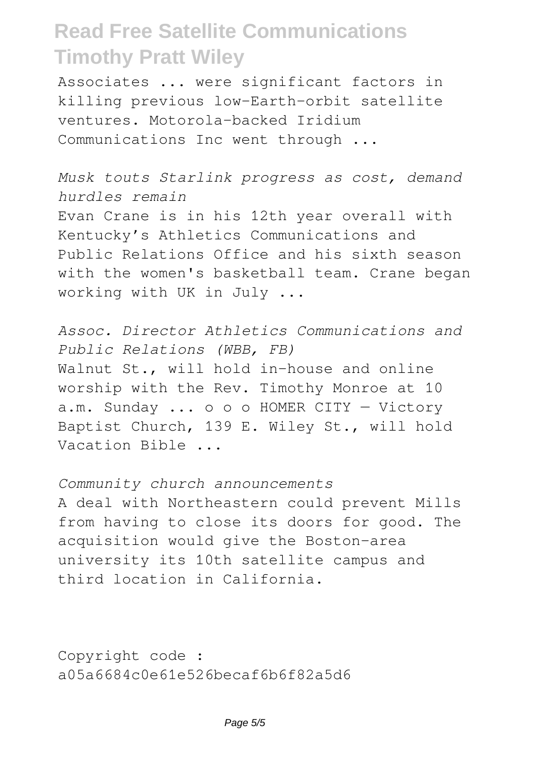Associates ... were significant factors in killing previous low-Earth-orbit satellite ventures. Motorola-backed Iridium Communications Inc went through ...

*Musk touts Starlink progress as cost, demand hurdles remain*

Evan Crane is in his 12th year overall with Kentucky's Athletics Communications and Public Relations Office and his sixth season with the women's basketball team. Crane began working with UK in July ...

*Assoc. Director Athletics Communications and Public Relations (WBB, FB)*

Walnut St., will hold in-house and online worship with the Rev. Timothy Monroe at 10 a.m. Sunday ... o o o HOMER CITY — Victory Baptist Church, 139 E. Wiley St., will hold Vacation Bible ...

*Community church announcements*

A deal with Northeastern could prevent Mills from having to close its doors for good. The acquisition would give the Boston-area university its 10th satellite campus and third location in California.

Copyright code : a05a6684c0e61e526becaf6b6f82a5d6